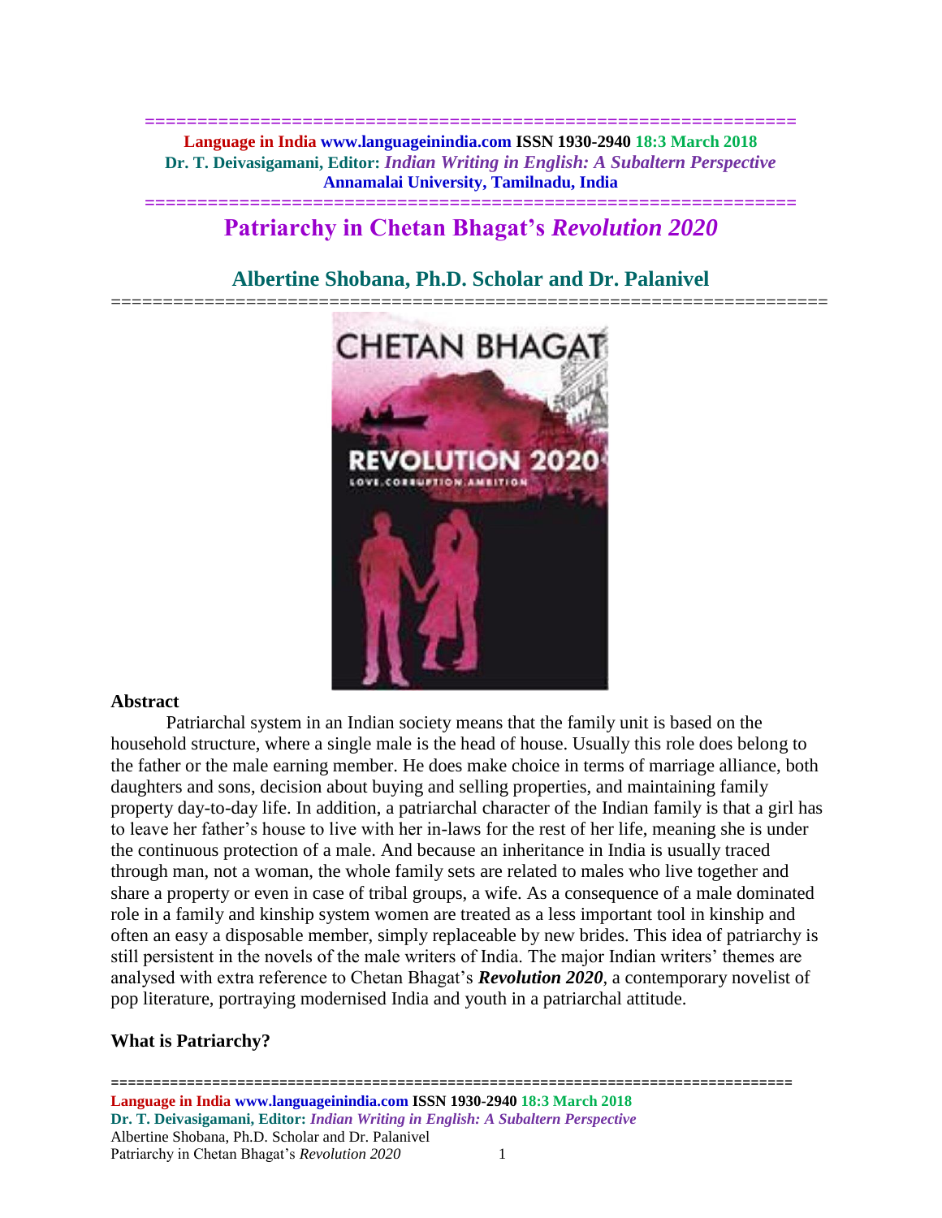# Patriarchy in Chetan Bhagat's *Revolution 2020*

## Albertine Shobana, Ph.D. Scholar and Dr. Palanivel

### Abstract

Patriarchal system in an Indian society means that the family unit is based on the household structure, where a single male is the head of house. Usually this role does belong to the father or the male earning member. He does make choice in terms of marriage alliance, both daughters and sons, decision about buying and selling properties, and maintaining family property day-to-day life. In addition, a patriarchal character of the Indian family is that a girl has to leave her father's house to live with her in-laws for the rest of her life, meaning she is under the continuous protection of a male. And because an inheritance in India is usually traced through man, not a woman, the whole family sets are related to males who live together and share a property or even in case of tribal groups, a wife. As a consequence of a male dominated role in a family and kinship system women are treated as a less important tool in kinship and often an easy a disposable member, simply replaceable by new brides. This idea of patriarchy is still persistent in the novels of the male writers of India. The major Indian writers' themes are analysed with extra reference to Chetan Bhagat's ***Revolution 2020***, a contemporary novelist of pop literature, portraying modernised India and youth in a patriarchal attitude.

### What is Patriarchy?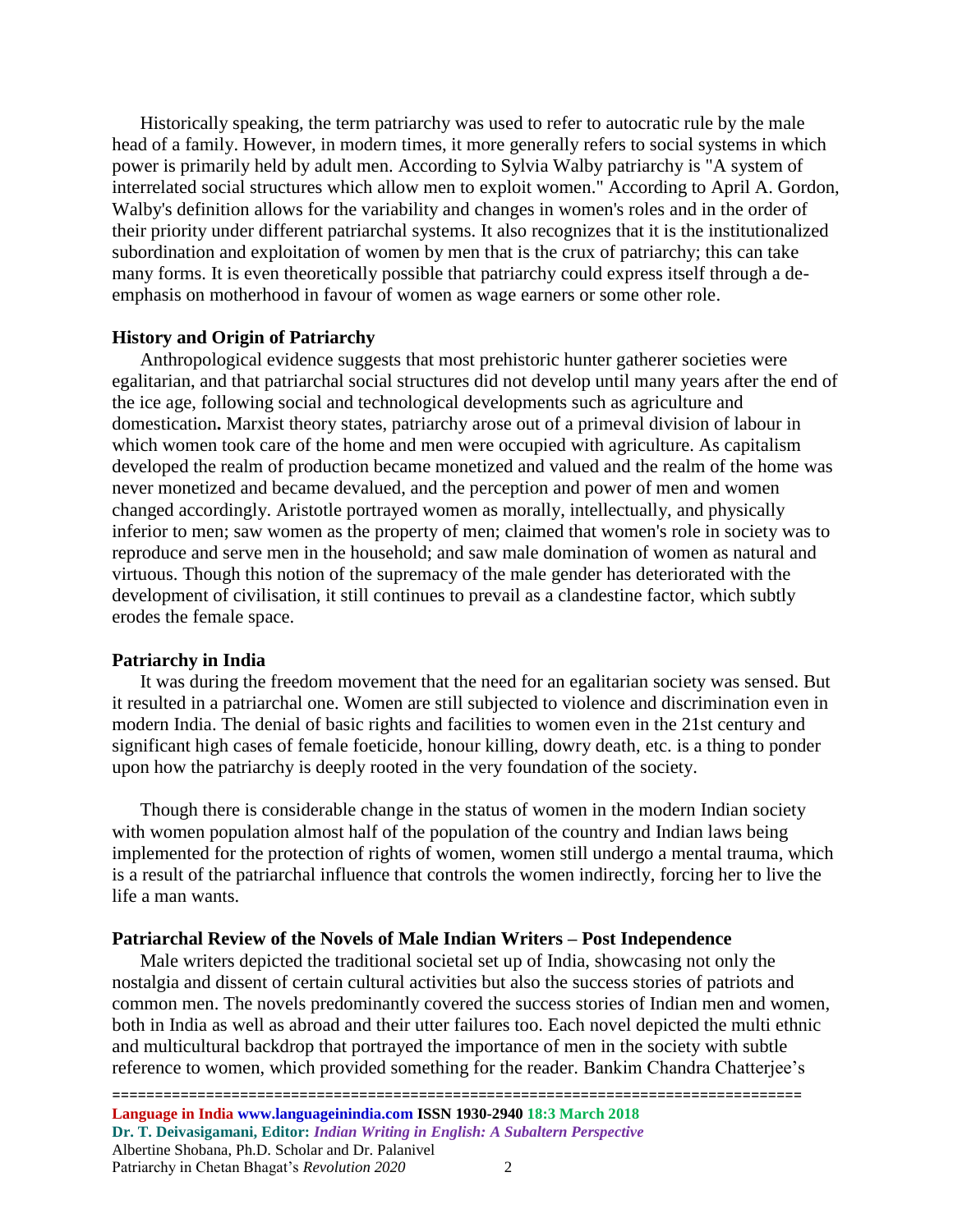Historically speaking, the term patriarchy was used to refer to autocratic rule by the male head of a family. However, in modern times, it more generally refers to social systems in which power is primarily held by adult men. According to Sylvia Walby patriarchy is "A system of interrelated social structures which allow men to exploit women." According to April A. Gordon, Walby's definition allows for the variability and changes in women's roles and in the order of their priority under different patriarchal systems. It also recognizes that it is the institutionalized subordination and exploitation of women by men that is the crux of patriarchy; this can take many forms. It is even theoretically possible that patriarchy could express itself through a de-emphasis on motherhood in favour of women as wage earners or some other role.

**History and Origin of Patriarchy**

Anthropological evidence suggests that most prehistoric hunter gatherer societies were egalitarian, and that patriarchal social structures did not develop until many years after the end of the ice age, following social and technological developments such as agriculture and domestication**.** Marxist theory states, patriarchy arose out of a primeval division of labour in which women took care of the home and men were occupied with agriculture. As capitalism developed the realm of production became monetized and valued and the realm of the home was never monetized and became devalued, and the perception and power of men and women changed accordingly. Aristotle portrayed women as morally, intellectually, and physically inferior to men; saw women as the property of men; claimed that women's role in society was to reproduce and serve men in the household; and saw male domination of women as natural and virtuous. Though this notion of the supremacy of the male gender has deteriorated with the development of civilisation, it still continues to prevail as a clandestine factor, which subtly erodes the female space.

**Patriarchy in India**

It was during the freedom movement that the need for an egalitarian society was sensed. But it resulted in a patriarchal one. Women are still subjected to violence and discrimination even in modern India. The denial of basic rights and facilities to women even in the 21st century and significant high cases of female foeticide, honour killing, dowry death, etc. is a thing to ponder upon how the patriarchy is deeply rooted in the very foundation of the society.

Though there is considerable change in the status of women in the modern Indian society with women population almost half of the population of the country and Indian laws being implemented for the protection of rights of women, women still undergo a mental trauma, which is a result of the patriarchal influence that controls the women indirectly, forcing her to live the life a man wants.

**Patriarchal Review of the Novels of Male Indian Writers – Post Independence**

Male writers depicted the traditional societal set up of India, showcasing not only the nostalgia and dissent of certain cultural activities but also the success stories of patriots and common men. The novels predominantly covered the success stories of Indian men and women, both in India as well as abroad and their utter failures too. Each novel depicted the multi ethnic and multicultural backdrop that portrayed the importance of men in the society with subtle reference to women, which provided something for the reader. Bankim Chandra Chatterjee's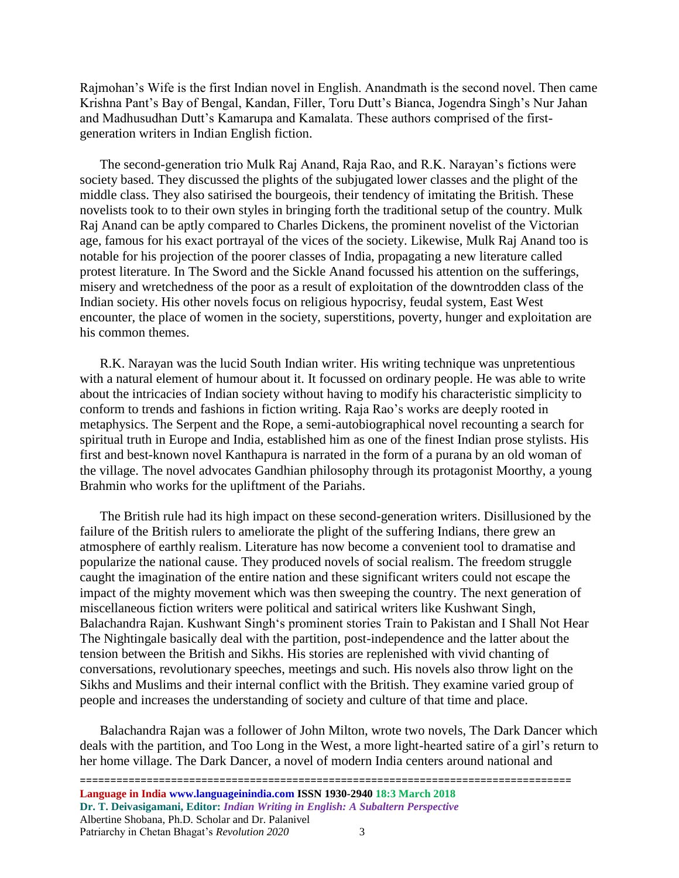Rajmohan's Wife is the first Indian novel in English. Anandmath is the second novel. Then came Krishna Pant's Bay of Bengal, Kandan, Filler, Toru Dutt's Bianca, Jogendra Singh's Nur Jahan and Madhusudhan Dutt's Kamarupa and Kamalata. These authors comprised of the first-generation writers in Indian English fiction.

The second-generation trio Mulk Raj Anand, Raja Rao, and R.K. Narayan's fictions were society based. They discussed the plights of the subjugated lower classes and the plight of the middle class. They also satirised the bourgeois, their tendency of imitating the British. These novelists took to to their own styles in bringing forth the traditional setup of the country. Mulk Raj Anand can be aptly compared to Charles Dickens, the prominent novelist of the Victorian age, famous for his exact portrayal of the vices of the society. Likewise, Mulk Raj Anand too is notable for his projection of the poorer classes of India, propagating a new literature called protest literature. In The Sword and the Sickle Anand focussed his attention on the sufferings, misery and wretchedness of the poor as a result of exploitation of the downtrodden class of the Indian society. His other novels focus on religious hypocrisy, feudal system, East West encounter, the place of women in the society, superstitions, poverty, hunger and exploitation are his common themes.

R.K. Narayan was the lucid South Indian writer. His writing technique was unpretentious with a natural element of humour about it. It focussed on ordinary people. He was able to write about the intricacies of Indian society without having to modify his characteristic simplicity to conform to trends and fashions in fiction writing. Raja Rao's works are deeply rooted in metaphysics. The Serpent and the Rope, a semi-autobiographical novel recounting a search for spiritual truth in Europe and India, established him as one of the finest Indian prose stylists. His first and best-known novel Kanthapura is narrated in the form of a purana by an old woman of the village. The novel advocates Gandhian philosophy through its protagonist Moorthy, a young Brahmin who works for the upliftment of the Pariahs.

The British rule had its high impact on these second-generation writers. Disillusioned by the failure of the British rulers to ameliorate the plight of the suffering Indians, there grew an atmosphere of earthly realism. Literature has now become a convenient tool to dramatise and popularize the national cause. They produced novels of social realism. The freedom struggle caught the imagination of the entire nation and these significant writers could not escape the impact of the mighty movement which was then sweeping the country. The next generation of miscellaneous fiction writers were political and satirical writers like Kushwant Singh, Balachandra Rajan. Kushwant Singh's prominent stories Train to Pakistan and I Shall Not Hear The Nightingale basically deal with the partition, post-independence and the latter about the tension between the British and Sikhs. His stories are replenished with vivid chanting of conversations, revolutionary speeches, meetings and such. His novels also throw light on the Sikhs and Muslims and their internal conflict with the British. They examine varied group of people and increases the understanding of society and culture of that time and place.

Balachandra Rajan was a follower of John Milton, wrote two novels, The Dark Dancer which deals with the partition, and Too Long in the West, a more light-hearted satire of a girl's return to her home village. The Dark Dancer, a novel of modern India centers around national and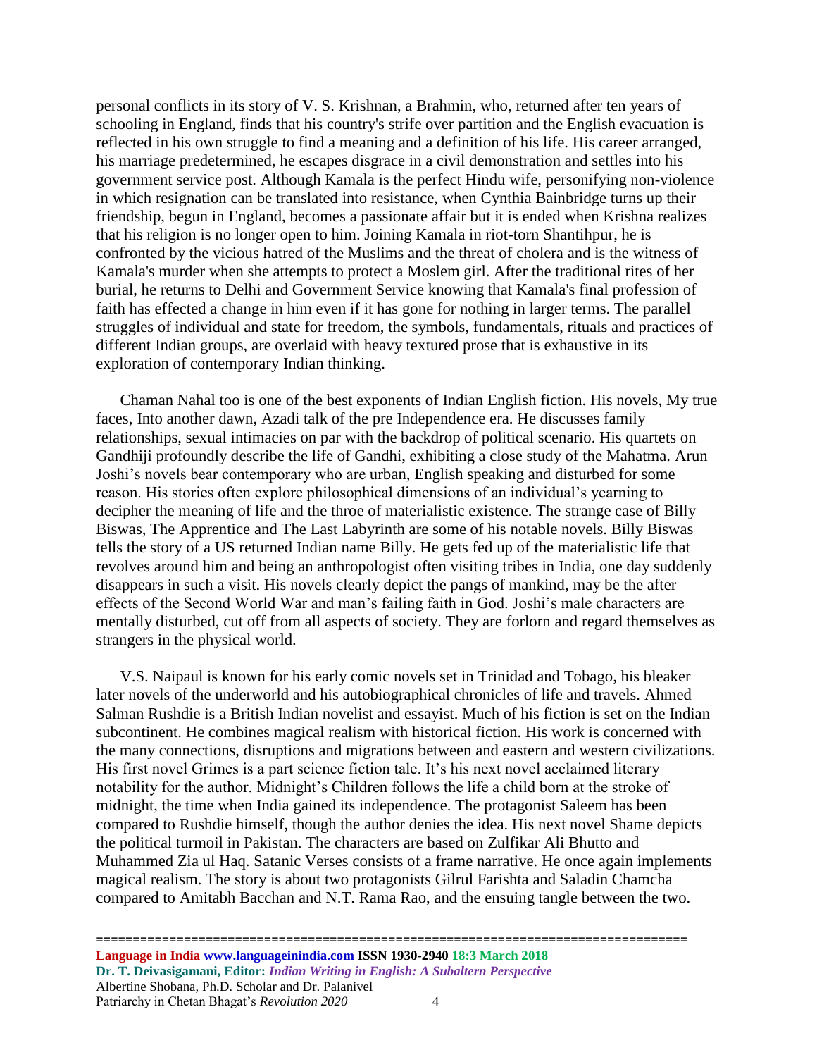personal conflicts in its story of V. S. Krishnan, a Brahmin, who, returned after ten years of schooling in England, finds that his country's strife over partition and the English evacuation is reflected in his own struggle to find a meaning and a definition of his life. His career arranged, his marriage predetermined, he escapes disgrace in a civil demonstration and settles into his government service post. Although Kamala is the perfect Hindu wife, personifying non-violence in which resignation can be translated into resistance, when Cynthia Bainbridge turns up their friendship, begun in England, becomes a passionate affair but it is ended when Krishna realizes that his religion is no longer open to him. Joining Kamala in riot-torn Shantihpur, he is confronted by the vicious hatred of the Muslims and the threat of cholera and is the witness of Kamala's murder when she attempts to protect a Moslem girl. After the traditional rites of her burial, he returns to Delhi and Government Service knowing that Kamala's final profession of faith has effected a change in him even if it has gone for nothing in larger terms. The parallel struggles of individual and state for freedom, the symbols, fundamentals, rituals and practices of different Indian groups, are overlaid with heavy textured prose that is exhaustive in its exploration of contemporary Indian thinking.

Chaman Nahal too is one of the best exponents of Indian English fiction. His novels, My true faces, Into another dawn, Azadi talk of the pre Independence era. He discusses family relationships, sexual intimacies on par with the backdrop of political scenario. His quartets on Gandhiji profoundly describe the life of Gandhi, exhibiting a close study of the Mahatma. Arun Joshi's novels bear contemporary who are urban, English speaking and disturbed for some reason. His stories often explore philosophical dimensions of an individual's yearning to decipher the meaning of life and the throe of materialistic existence. The strange case of Billy Biswas, The Apprentice and The Last Labyrinth are some of his notable novels. Billy Biswas tells the story of a US returned Indian name Billy. He gets fed up of the materialistic life that revolves around him and being an anthropologist often visiting tribes in India, one day suddenly disappears in such a visit. His novels clearly depict the pangs of mankind, may be the after effects of the Second World War and man's failing faith in God. Joshi's male characters are mentally disturbed, cut off from all aspects of society. They are forlorn and regard themselves as strangers in the physical world.

V.S. Naipaul is known for his early comic novels set in Trinidad and Tobago, his bleaker later novels of the underworld and his autobiographical chronicles of life and travels. Ahmed Salman Rushdie is a British Indian novelist and essayist. Much of his fiction is set on the Indian subcontinent. He combines magical realism with historical fiction. His work is concerned with the many connections, disruptions and migrations between and eastern and western civilizations. His first novel Grimes is a part science fiction tale. It's his next novel acclaimed literary notability for the author. Midnight's Children follows the life a child born at the stroke of midnight, the time when India gained its independence. The protagonist Saleem has been compared to Rushdie himself, though the author denies the idea. His next novel Shame depicts the political turmoil in Pakistan. The characters are based on Zulfikar Ali Bhutto and Muhammed Zia ul Haq. Satanic Verses consists of a frame narrative. He once again implements magical realism. The story is about two protagonists Gilrul Farishta and Saladin Chamcha compared to Amitabh Bacchan and N.T. Rama Rao, and the ensuing tangle between the two.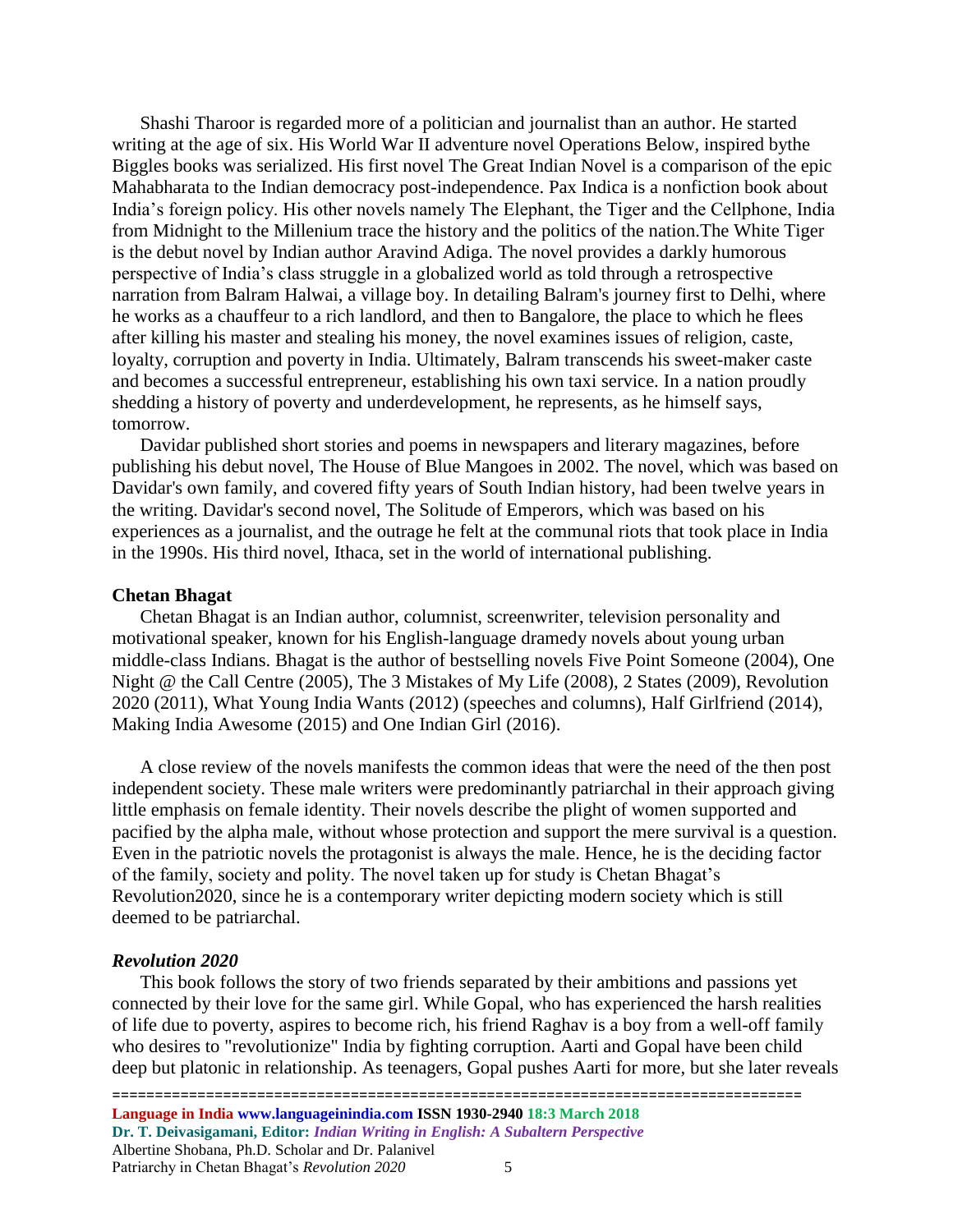Shashi Tharoor is regarded more of a politician and journalist than an author. He started writing at the age of six. His World War II adventure novel Operations Below, inspired bythe Biggles books was serialized. His first novel The Great Indian Novel is a comparison of the epic Mahabharata to the Indian democracy post-independence. Pax Indica is a nonfiction book about India's foreign policy. His other novels namely The Elephant, the Tiger and the Cellphone, India from Midnight to the Millenium trace the history and the politics of the nation.The White Tiger is the debut novel by Indian author Aravind Adiga. The novel provides a darkly humorous perspective of India's class struggle in a globalized world as told through a retrospective narration from Balram Halwai, a village boy. In detailing Balram's journey first to Delhi, where he works as a chauffeur to a rich landlord, and then to Bangalore, the place to which he flees after killing his master and stealing his money, the novel examines issues of religion, caste, loyalty, corruption and poverty in India. Ultimately, Balram transcends his sweet-maker caste and becomes a successful entrepreneur, establishing his own taxi service. In a nation proudly shedding a history of poverty and underdevelopment, he represents, as he himself says, tomorrow.

Davidar published short stories and poems in newspapers and literary magazines, before publishing his debut novel, The House of Blue Mangoes in 2002. The novel, which was based on Davidar's own family, and covered fifty years of South Indian history, had been twelve years in the writing. Davidar's second novel, The Solitude of Emperors, which was based on his experiences as a journalist, and the outrage he felt at the communal riots that took place in India in the 1990s. His third novel, Ithaca, set in the world of international publishing.

**Chetan Bhagat**

Chetan Bhagat is an Indian author, columnist, screenwriter, television personality and motivational speaker, known for his English-language dramedy novels about young urban middle-class Indians. Bhagat is the author of bestselling novels Five Point Someone (2004), One Night @ the Call Centre (2005), The 3 Mistakes of My Life (2008), 2 States (2009), Revolution 2020 (2011), What Young India Wants (2012) (speeches and columns), Half Girlfriend (2014), Making India Awesome (2015) and One Indian Girl (2016).

A close review of the novels manifests the common ideas that were the need of the then post independent society. These male writers were predominantly patriarchal in their approach giving little emphasis on female identity. Their novels describe the plight of women supported and pacified by the alpha male, without whose protection and support the mere survival is a question. Even in the patriotic novels the protagonist is always the male. Hence, he is the deciding factor of the family, society and polity. The novel taken up for study is Chetan Bhagat's Revolution2020, since he is a contemporary writer depicting modern society which is still deemed to be patriarchal.

***Revolution 2020***

This book follows the story of two friends separated by their ambitions and passions yet connected by their love for the same girl. While Gopal, who has experienced the harsh realities of life due to poverty, aspires to become rich, his friend Raghav is a boy from a well-off family who desires to "revolutionize" India by fighting corruption. Aarti and Gopal have been child deep but platonic in relationship. As teenagers, Gopal pushes Aarti for more, but she later reveals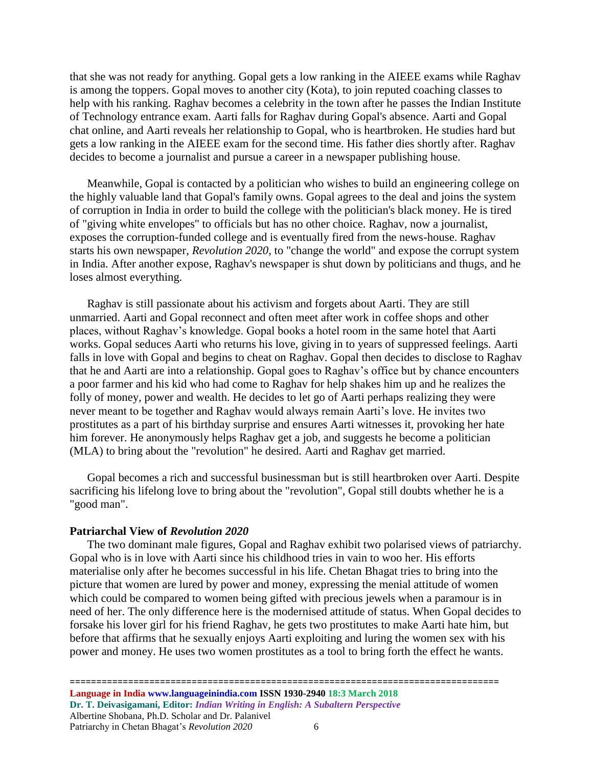that she was not ready for anything. Gopal gets a low ranking in the AIEEE exams while Raghav is among the toppers. Gopal moves to another city (Kota), to join reputed coaching classes to help with his ranking. Raghav becomes a celebrity in the town after he passes the Indian Institute of Technology entrance exam. Aarti falls for Raghav during Gopal's absence. Aarti and Gopal chat online, and Aarti reveals her relationship to Gopal, who is heartbroken. He studies hard but gets a low ranking in the AIEEE exam for the second time. His father dies shortly after. Raghav decides to become a journalist and pursue a career in a newspaper publishing house.

Meanwhile, Gopal is contacted by a politician who wishes to build an engineering college on the highly valuable land that Gopal's family owns. Gopal agrees to the deal and joins the system of corruption in India in order to build the college with the politician's black money. He is tired of "giving white envelopes" to officials but has no other choice. Raghav, now a journalist, exposes the corruption-funded college and is eventually fired from the news-house. Raghav starts his own newspaper, *Revolution 2020*, to "change the world" and expose the corrupt system in India. After another expose, Raghav's newspaper is shut down by politicians and thugs, and he loses almost everything.

Raghav is still passionate about his activism and forgets about Aarti. They are still unmarried. Aarti and Gopal reconnect and often meet after work in coffee shops and other places, without Raghav's knowledge. Gopal books a hotel room in the same hotel that Aarti works. Gopal seduces Aarti who returns his love, giving in to years of suppressed feelings. Aarti falls in love with Gopal and begins to cheat on Raghav. Gopal then decides to disclose to Raghav that he and Aarti are into a relationship. Gopal goes to Raghav's office but by chance encounters a poor farmer and his kid who had come to Raghav for help shakes him up and he realizes the folly of money, power and wealth. He decides to let go of Aarti perhaps realizing they were never meant to be together and Raghav would always remain Aarti's love. He invites two prostitutes as a part of his birthday surprise and ensures Aarti witnesses it, provoking her hate him forever. He anonymously helps Raghav get a job, and suggests he become a politician (MLA) to bring about the "revolution" he desired. Aarti and Raghav get married.

Gopal becomes a rich and successful businessman but is still heartbroken over Aarti. Despite sacrificing his lifelong love to bring about the "revolution", Gopal still doubts whether he is a "good man".

### Patriarchal View of *Revolution 2020*

The two dominant male figures, Gopal and Raghav exhibit two polarised views of patriarchy. Gopal who is in love with Aarti since his childhood tries in vain to woo her. His efforts materialise only after he becomes successful in his life. Chetan Bhagat tries to bring into the picture that women are lured by power and money, expressing the menial attitude of women which could be compared to women being gifted with precious jewels when a paramour is in need of her. The only difference here is the modernised attitude of status. When Gopal decides to forsake his lover girl for his friend Raghav, he gets two prostitutes to make Aarti hate him, but before that affirms that he sexually enjoys Aarti exploiting and luring the women sex with his power and money. He uses two women prostitutes as a tool to bring forth the effect he wants.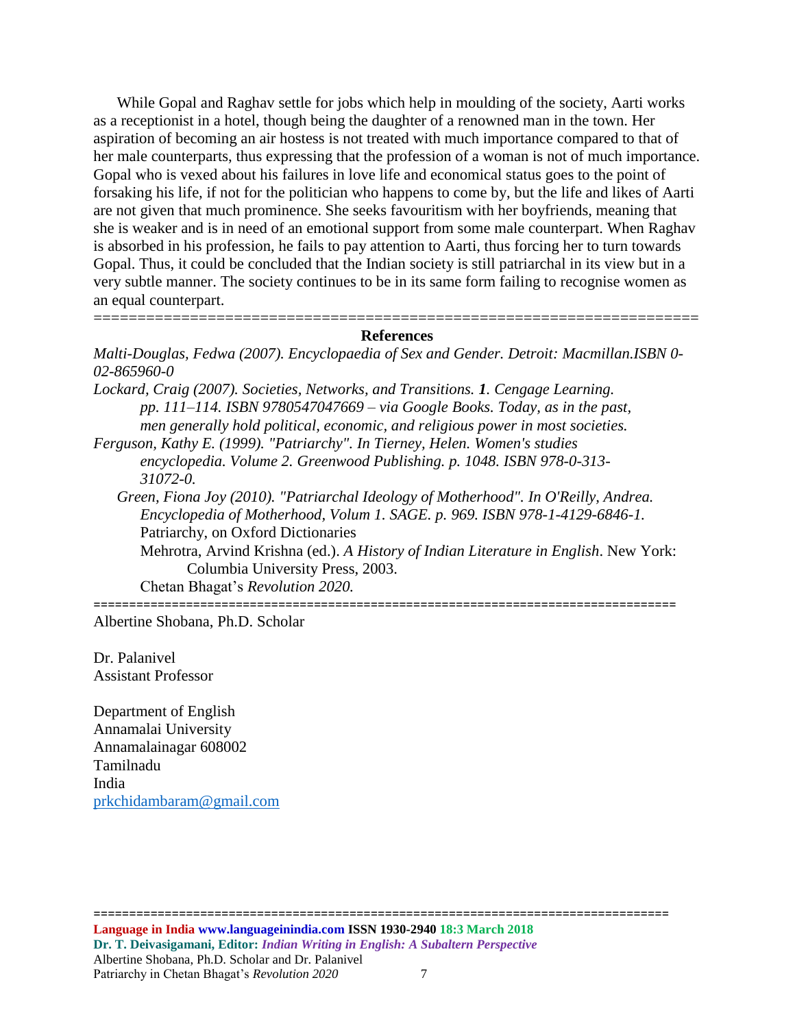While Gopal and Raghav settle for jobs which help in moulding of the society, Aarti works as a receptionist in a hotel, though being the daughter of a renowned man in the town. Her aspiration of becoming an air hostess is not treated with much importance compared to that of her male counterparts, thus expressing that the profession of a woman is not of much importance. Gopal who is vexed about his failures in love life and economical status goes to the point of forsaking his life, if not for the politician who happens to come by, but the life and likes of Aarti are not given that much prominence. She seeks favouritism with her boyfriends, meaning that she is weaker and is in need of an emotional support from some male counterpart. When Raghav is absorbed in his profession, he fails to pay attention to Aarti, thus forcing her to turn towards Gopal. Thus, it could be concluded that the Indian society is still patriarchal in its view but in a very subtle manner. The society continues to be in its same form failing to recognise women as an equal counterpart.

==========================================================================

## References

*Malti-Douglas, Fedwa (2007). Encyclopaedia of Sex and Gender. Detroit: Macmillan.ISBN 0-02-865960-0*

*Lockard, Craig (2007). Societies, Networks, and Transitions. **1**. Cengage Learning. pp. 111–114. ISBN 9780547047669 – via Google Books. Today, as in the past, men generally hold political, economic, and religious power in most societies.*

*Ferguson, Kathy E. (1999). "Patriarchy". In Tierney, Helen. Women's studies encyclopedia. Volume 2. Greenwood Publishing. p. 1048. ISBN 978-0-313-31072-0.*

*Green, Fiona Joy (2010). "Patriarchal Ideology of Motherhood". In O'Reilly, Andrea. Encyclopedia of Motherhood, Volum 1. SAGE. p. 969. ISBN 978-1-4129-6846-1.*

Patriarchy, on Oxford Dictionaries

Mehrotra, Arvind Krishna (ed.). *A History of Indian Literature in English*. New York: Columbia University Press, 2003.

Chetan Bhagat's *Revolution 2020.*

==========================================================================

Albertine Shobana, Ph.D. Scholar

Dr. Palanivel
Assistant Professor

Department of English
Annamalai University
Annamalainagar 608002
Tamilnadu
India
prkchidambaram@gmail.com